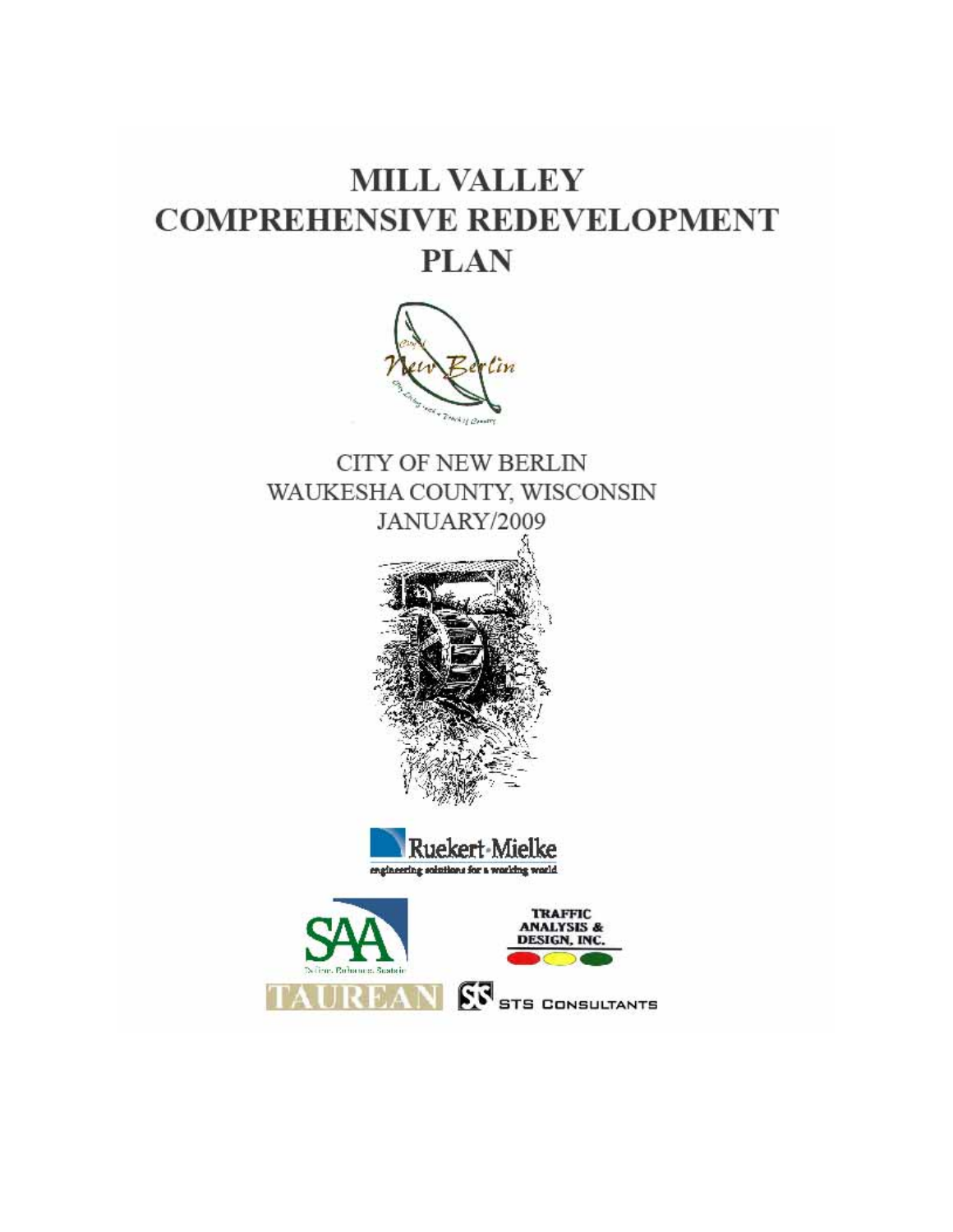# MILL VALLEY COMPREHENSIVE REDEVELOPMENT PLAN

CITY OF NEW BERLIN
WAUKESHA COUNTY, WISCONSIN
JANUARY/2009

Ruekert·Mielke
engineering solutions for a working world

SAA

TRAFFIC ANALYSIS & DESIGN, INC.

TAUREAN

STS CONSULTANTS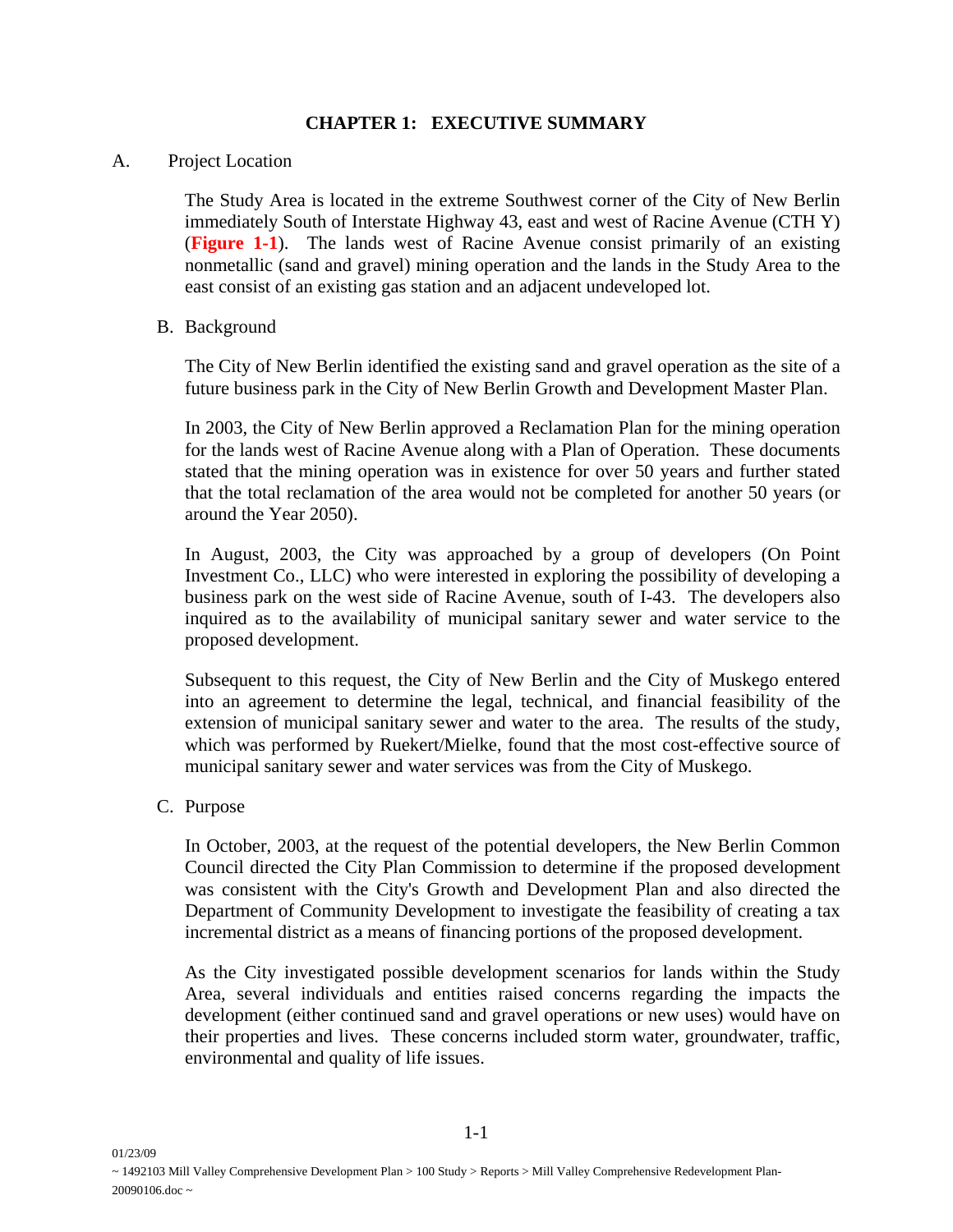# CHAPTER 1: EXECUTIVE SUMMARY

## A. Project Location

The Study Area is located in the extreme Southwest corner of the City of New Berlin immediately South of Interstate Highway 43, east and west of Racine Avenue (CTH Y) (**Figure 1-1**). The lands west of Racine Avenue consist primarily of an existing nonmetallic (sand and gravel) mining operation and the lands in the Study Area to the east consist of an existing gas station and an adjacent undeveloped lot.

## B. Background

The City of New Berlin identified the existing sand and gravel operation as the site of a future business park in the City of New Berlin Growth and Development Master Plan.

In 2003, the City of New Berlin approved a Reclamation Plan for the mining operation for the lands west of Racine Avenue along with a Plan of Operation. These documents stated that the mining operation was in existence for over 50 years and further stated that the total reclamation of the area would not be completed for another 50 years (or around the Year 2050).

In August, 2003, the City was approached by a group of developers (On Point Investment Co., LLC) who were interested in exploring the possibility of developing a business park on the west side of Racine Avenue, south of I-43. The developers also inquired as to the availability of municipal sanitary sewer and water service to the proposed development.

Subsequent to this request, the City of New Berlin and the City of Muskego entered into an agreement to determine the legal, technical, and financial feasibility of the extension of municipal sanitary sewer and water to the area. The results of the study, which was performed by Ruekert/Mielke, found that the most cost-effective source of municipal sanitary sewer and water services was from the City of Muskego.

## C. Purpose

In October, 2003, at the request of the potential developers, the New Berlin Common Council directed the City Plan Commission to determine if the proposed development was consistent with the City's Growth and Development Plan and also directed the Department of Community Development to investigate the feasibility of creating a tax incremental district as a means of financing portions of the proposed development.

As the City investigated possible development scenarios for lands within the Study Area, several individuals and entities raised concerns regarding the impacts the development (either continued sand and gravel operations or new uses) would have on their properties and lives. These concerns included storm water, groundwater, traffic, environmental and quality of life issues.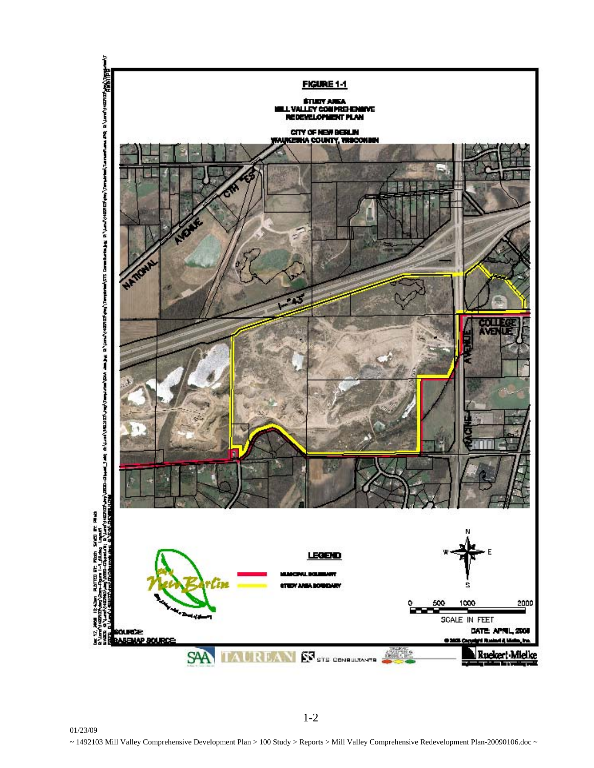**FIGURE 1-1**

**STUDY AREA**
**MILL VALLEY COMPREHENSIVE REDEVELOPMENT PLAN**

**CITY OF NEW BERLIN**
**WAUKESHA COUNTY, WISCONSIN**

NATIONAL AVENUE

CTH "ES"

I-"43"

COLLEGE AVENUE

RACINE AVENUE

**LEGEND**

MUNICIPAL BOUNDARY

STUDY AREA BOUNDARY

N

W E

S

SCALE IN FEET: 0, 500, 1000, 2000

DATE: APRIL, 2008

SOURCE:

BASEMAP SOURCE:

© 2008 Copyright Ruekert & Mielke, Inc.

SAA · TAUREAN · STS CONSULTANTS · Ruekert-Mielke

01/23/09

~ 1492103 Mill Valley Comprehensive Development Plan > 100 Study > Reports > Mill Valley Comprehensive Redevelopment Plan-20090106.doc ~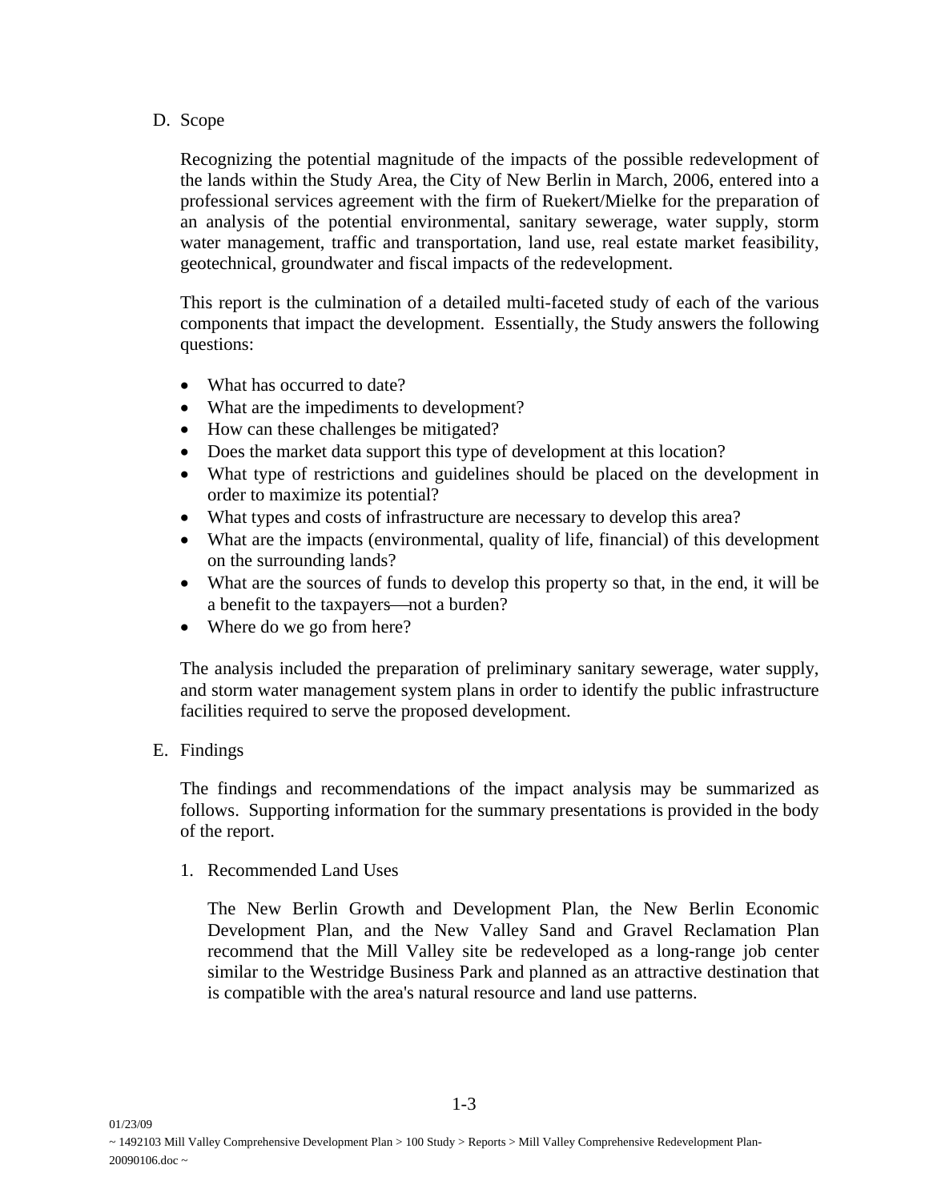D. Scope

Recognizing the potential magnitude of the impacts of the possible redevelopment of the lands within the Study Area, the City of New Berlin in March, 2006, entered into a professional services agreement with the firm of Ruekert/Mielke for the preparation of an analysis of the potential environmental, sanitary sewerage, water supply, storm water management, traffic and transportation, land use, real estate market feasibility, geotechnical, groundwater and fiscal impacts of the redevelopment.

This report is the culmination of a detailed multi-faceted study of each of the various components that impact the development. Essentially, the Study answers the following questions:

- What has occurred to date?
- What are the impediments to development?
- How can these challenges be mitigated?
- Does the market data support this type of development at this location?
- What type of restrictions and guidelines should be placed on the development in order to maximize its potential?
- What types and costs of infrastructure are necessary to develop this area?
- What are the impacts (environmental, quality of life, financial) of this development on the surrounding lands?
- What are the sources of funds to develop this property so that, in the end, it will be a benefit to the taxpayers—not a burden?
- Where do we go from here?

The analysis included the preparation of preliminary sanitary sewerage, water supply, and storm water management system plans in order to identify the public infrastructure facilities required to serve the proposed development.

E. Findings

The findings and recommendations of the impact analysis may be summarized as follows. Supporting information for the summary presentations is provided in the body of the report.

1. Recommended Land Uses

The New Berlin Growth and Development Plan, the New Berlin Economic Development Plan, and the New Valley Sand and Gravel Reclamation Plan recommend that the Mill Valley site be redeveloped as a long-range job center similar to the Westridge Business Park and planned as an attractive destination that is compatible with the area's natural resource and land use patterns.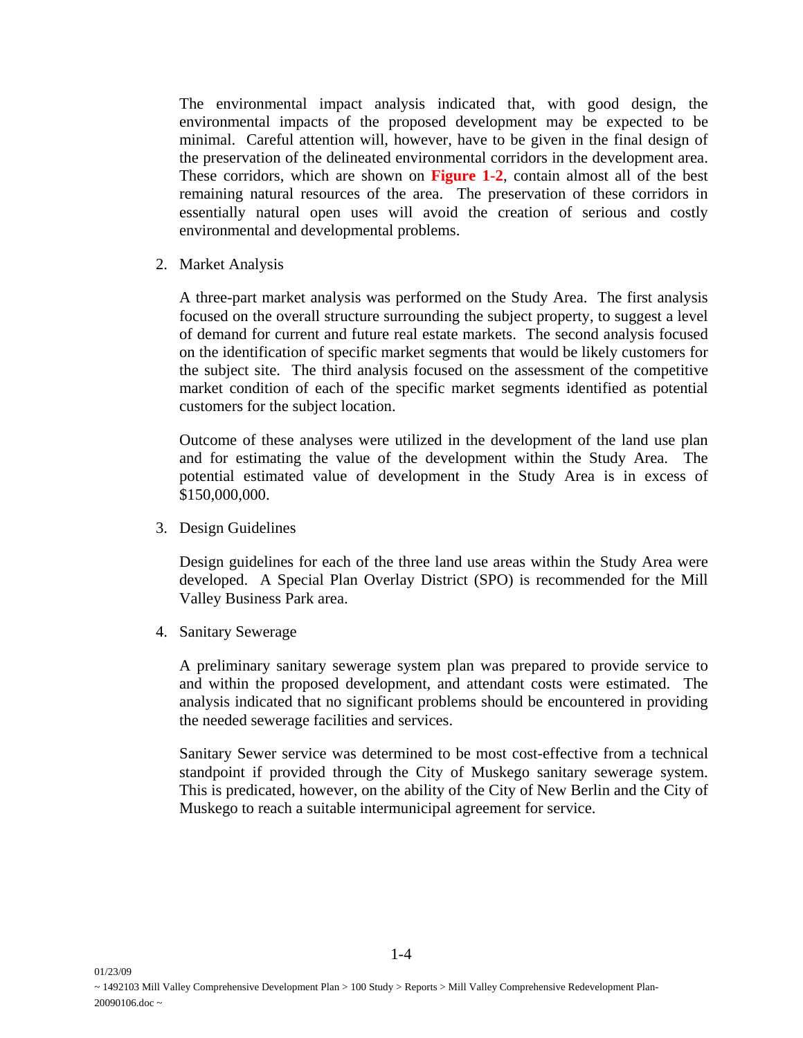The environmental impact analysis indicated that, with good design, the environmental impacts of the proposed development may be expected to be minimal. Careful attention will, however, have to be given in the final design of the preservation of the delineated environmental corridors in the development area. These corridors, which are shown on **Figure 1-2**, contain almost all of the best remaining natural resources of the area. The preservation of these corridors in essentially natural open uses will avoid the creation of serious and costly environmental and developmental problems.

2. Market Analysis

   A three-part market analysis was performed on the Study Area. The first analysis focused on the overall structure surrounding the subject property, to suggest a level of demand for current and future real estate markets. The second analysis focused on the identification of specific market segments that would be likely customers for the subject site. The third analysis focused on the assessment of the competitive market condition of each of the specific market segments identified as potential customers for the subject location.

   Outcome of these analyses were utilized in the development of the land use plan and for estimating the value of the development within the Study Area. The potential estimated value of development in the Study Area is in excess of $150,000,000.

3. Design Guidelines

   Design guidelines for each of the three land use areas within the Study Area were developed. A Special Plan Overlay District (SPO) is recommended for the Mill Valley Business Park area.

4. Sanitary Sewerage

   A preliminary sanitary sewerage system plan was prepared to provide service to and within the proposed development, and attendant costs were estimated. The analysis indicated that no significant problems should be encountered in providing the needed sewerage facilities and services.

   Sanitary Sewer service was determined to be most cost-effective from a technical standpoint if provided through the City of Muskego sanitary sewerage system. This is predicated, however, on the ability of the City of New Berlin and the City of Muskego to reach a suitable intermunicipal agreement for service.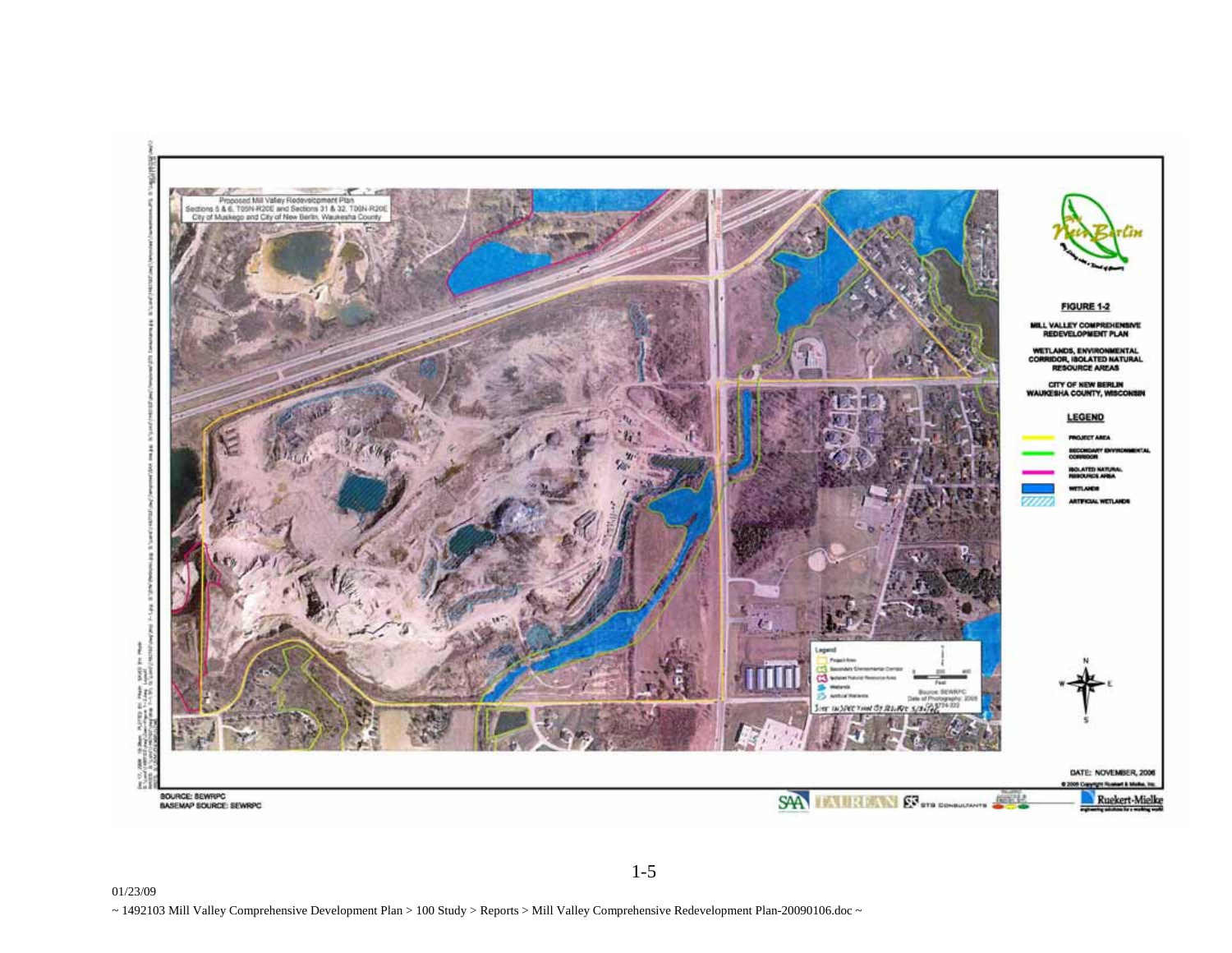Proposed Mill Valley Redevelopment Plan
Sections 5 & 6, T05N-R20E and Sections 31 & 32, T06N-R20E
City of Muskego and City of New Berlin, Waukesha County

**FIGURE 1-2**

**MILL VALLEY COMPREHENSIVE REDEVELOPMENT PLAN**

**WETLANDS, ENVIRONMENTAL CORRIDOR, ISOLATED NATURAL RESOURCE AREAS**

**CITY OF NEW BERLIN**
**WAUKESHA COUNTY, WISCONSIN**

**LEGEND**

- PROJECT AREA
- SECONDARY ENVIRONMENTAL CORRIDOR
- ISOLATED NATURAL RESOURCE AREA
- WETLANDS
- ARTIFICIAL WETLANDS

Source: SEWRPC
Date of Photography: 2005

SITE INSPECTION BY RLB/RF 5/31/06

DATE: NOVEMBER, 2006

© 2006 Copyright Ruekert & Mielke, Inc.

SOURCE: SEWRPC
BASEMAP SOURCE: SEWRPC

01/23/09
~ 1492103 Mill Valley Comprehensive Development Plan > 100 Study > Reports > Mill Valley Comprehensive Redevelopment Plan-20090106.doc ~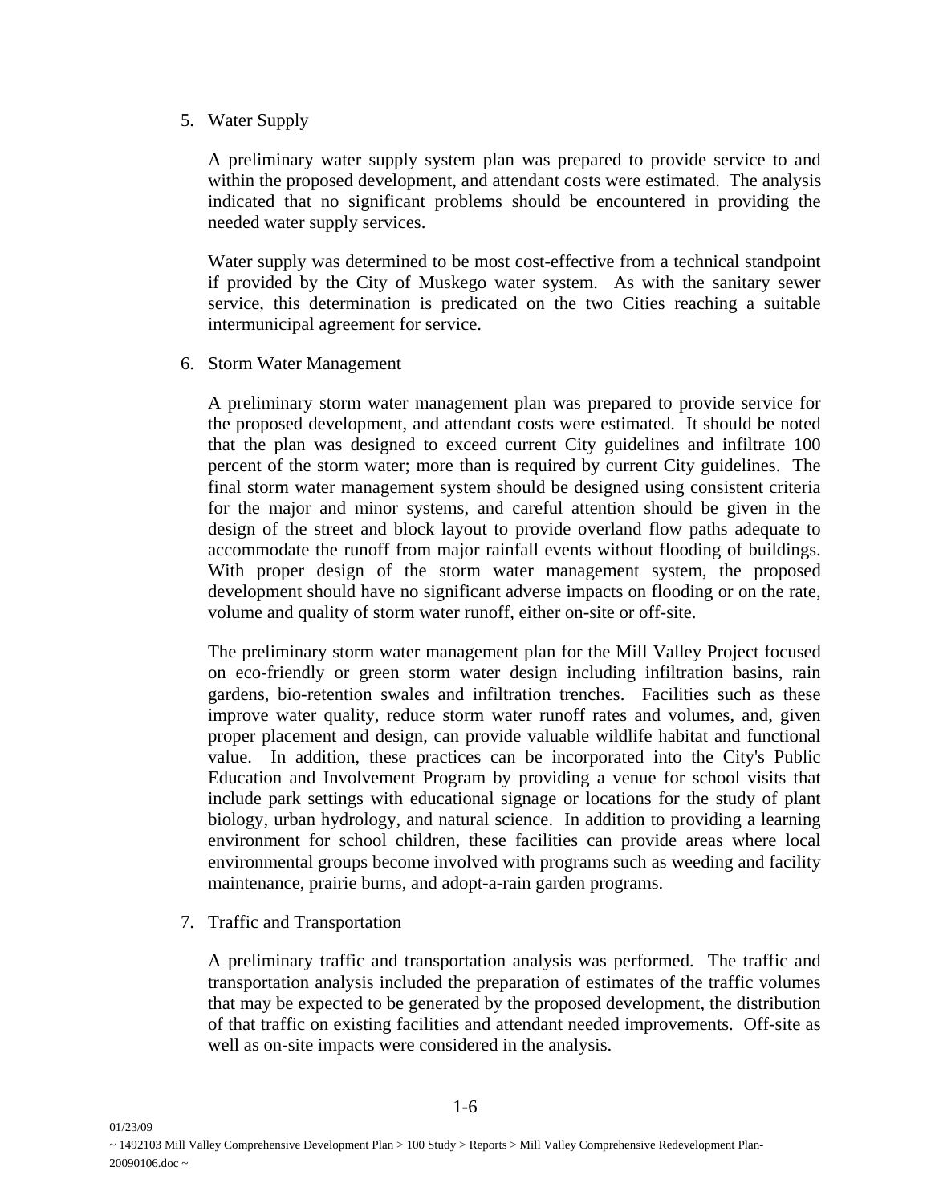5. Water Supply

   A preliminary water supply system plan was prepared to provide service to and within the proposed development, and attendant costs were estimated. The analysis indicated that no significant problems should be encountered in providing the needed water supply services.

   Water supply was determined to be most cost-effective from a technical standpoint if provided by the City of Muskego water system. As with the sanitary sewer service, this determination is predicated on the two Cities reaching a suitable intermunicipal agreement for service.

6. Storm Water Management

   A preliminary storm water management plan was prepared to provide service for the proposed development, and attendant costs were estimated. It should be noted that the plan was designed to exceed current City guidelines and infiltrate 100 percent of the storm water; more than is required by current City guidelines. The final storm water management system should be designed using consistent criteria for the major and minor systems, and careful attention should be given in the design of the street and block layout to provide overland flow paths adequate to accommodate the runoff from major rainfall events without flooding of buildings. With proper design of the storm water management system, the proposed development should have no significant adverse impacts on flooding or on the rate, volume and quality of storm water runoff, either on-site or off-site.

   The preliminary storm water management plan for the Mill Valley Project focused on eco-friendly or green storm water design including infiltration basins, rain gardens, bio-retention swales and infiltration trenches. Facilities such as these improve water quality, reduce storm water runoff rates and volumes, and, given proper placement and design, can provide valuable wildlife habitat and functional value. In addition, these practices can be incorporated into the City's Public Education and Involvement Program by providing a venue for school visits that include park settings with educational signage or locations for the study of plant biology, urban hydrology, and natural science. In addition to providing a learning environment for school children, these facilities can provide areas where local environmental groups become involved with programs such as weeding and facility maintenance, prairie burns, and adopt-a-rain garden programs.

7. Traffic and Transportation

   A preliminary traffic and transportation analysis was performed. The traffic and transportation analysis included the preparation of estimates of the traffic volumes that may be expected to be generated by the proposed development, the distribution of that traffic on existing facilities and attendant needed improvements. Off-site as well as on-site impacts were considered in the analysis.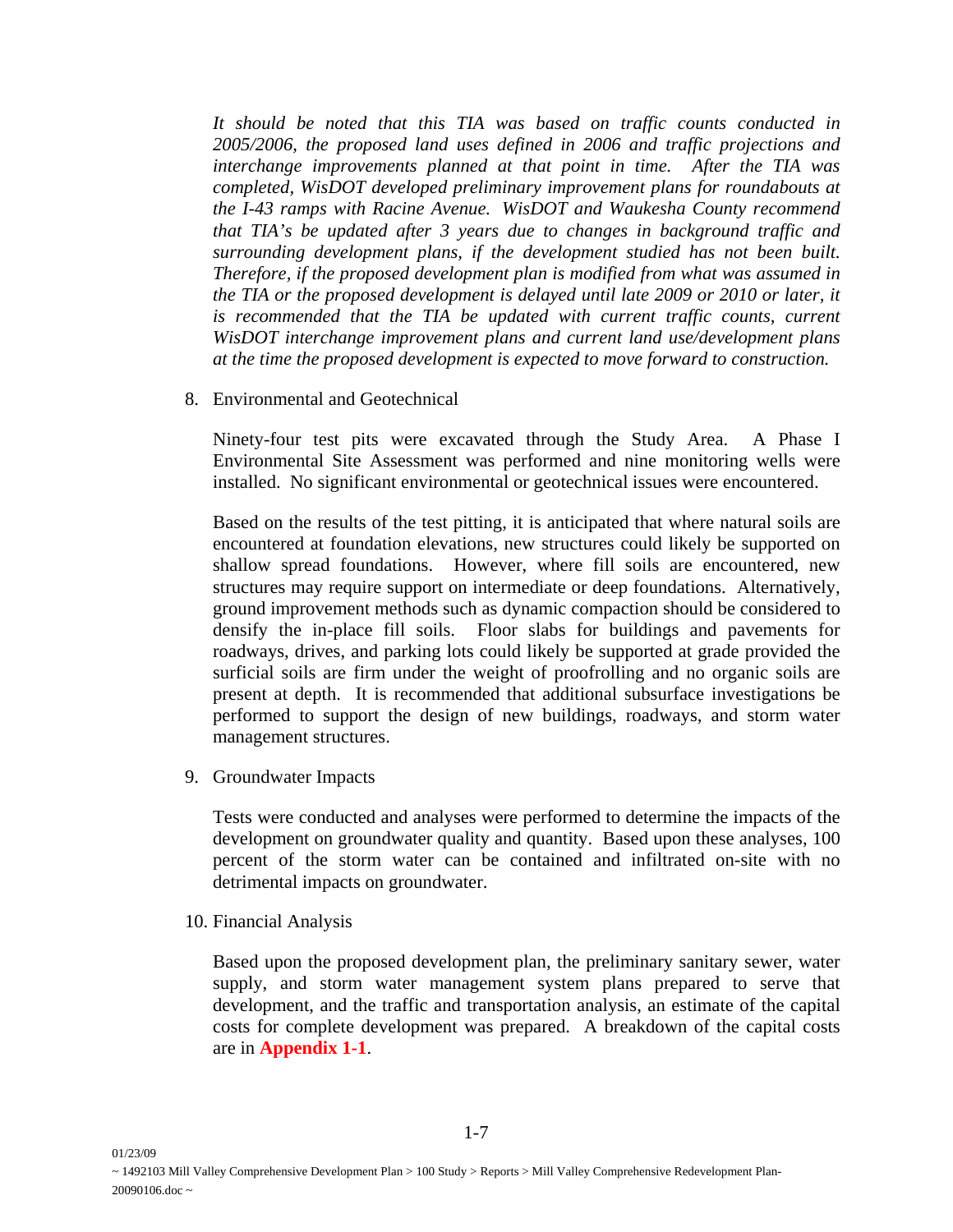*It should be noted that this TIA was based on traffic counts conducted in 2005/2006, the proposed land uses defined in 2006 and traffic projections and interchange improvements planned at that point in time. After the TIA was completed, WisDOT developed preliminary improvement plans for roundabouts at the I-43 ramps with Racine Avenue. WisDOT and Waukesha County recommend that TIA's be updated after 3 years due to changes in background traffic and surrounding development plans, if the development studied has not been built. Therefore, if the proposed development plan is modified from what was assumed in the TIA or the proposed development is delayed until late 2009 or 2010 or later, it is recommended that the TIA be updated with current traffic counts, current WisDOT interchange improvement plans and current land use/development plans at the time the proposed development is expected to move forward to construction.*

8. Environmental and Geotechnical

   Ninety-four test pits were excavated through the Study Area. A Phase I Environmental Site Assessment was performed and nine monitoring wells were installed. No significant environmental or geotechnical issues were encountered.

   Based on the results of the test pitting, it is anticipated that where natural soils are encountered at foundation elevations, new structures could likely be supported on shallow spread foundations. However, where fill soils are encountered, new structures may require support on intermediate or deep foundations. Alternatively, ground improvement methods such as dynamic compaction should be considered to densify the in-place fill soils. Floor slabs for buildings and pavements for roadways, drives, and parking lots could likely be supported at grade provided the surficial soils are firm under the weight of proofrolling and no organic soils are present at depth. It is recommended that additional subsurface investigations be performed to support the design of new buildings, roadways, and storm water management structures.

9. Groundwater Impacts

   Tests were conducted and analyses were performed to determine the impacts of the development on groundwater quality and quantity. Based upon these analyses, 100 percent of the storm water can be contained and infiltrated on-site with no detrimental impacts on groundwater.

10. Financial Analysis

   Based upon the proposed development plan, the preliminary sanitary sewer, water supply, and storm water management system plans prepared to serve that development, and the traffic and transportation analysis, an estimate of the capital costs for complete development was prepared. A breakdown of the capital costs are in **Appendix 1-1**.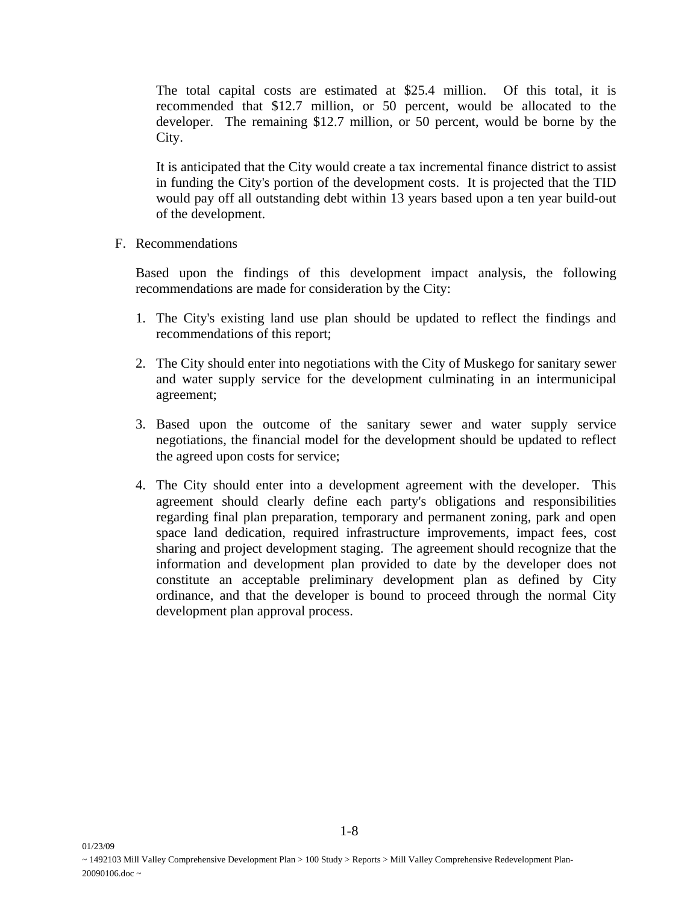The total capital costs are estimated at \$25.4 million. Of this total, it is recommended that \$12.7 million, or 50 percent, would be allocated to the developer. The remaining \$12.7 million, or 50 percent, would be borne by the City.

It is anticipated that the City would create a tax incremental finance district to assist in funding the City's portion of the development costs. It is projected that the TID would pay off all outstanding debt within 13 years based upon a ten year build-out of the development.

F. Recommendations

Based upon the findings of this development impact analysis, the following recommendations are made for consideration by the City:

1. The City's existing land use plan should be updated to reflect the findings and recommendations of this report;

2. The City should enter into negotiations with the City of Muskego for sanitary sewer and water supply service for the development culminating in an intermunicipal agreement;

3. Based upon the outcome of the sanitary sewer and water supply service negotiations, the financial model for the development should be updated to reflect the agreed upon costs for service;

4. The City should enter into a development agreement with the developer. This agreement should clearly define each party's obligations and responsibilities regarding final plan preparation, temporary and permanent zoning, park and open space land dedication, required infrastructure improvements, impact fees, cost sharing and project development staging. The agreement should recognize that the information and development plan provided to date by the developer does not constitute an acceptable preliminary development plan as defined by City ordinance, and that the developer is bound to proceed through the normal City development plan approval process.